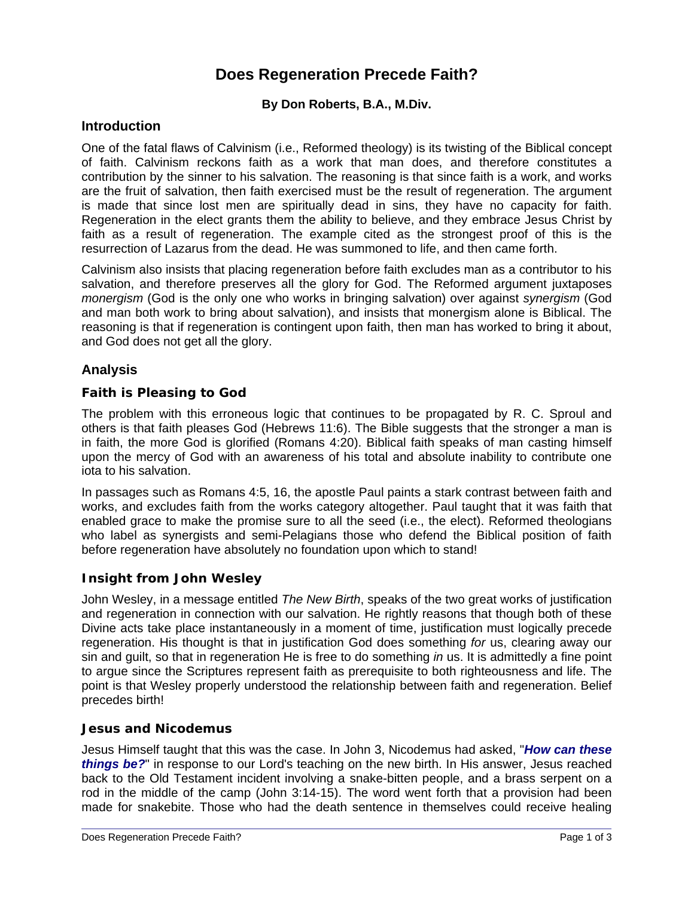# Does Regeneration Precede Faith?

**By Don Roberts, B.A., M.Div.**

## Introduction

One of the fatal flaws of Calvinism (i.e., Reformed theology) is its twisting of the Biblical concept of faith. Calvinism reckons faith as a work that man does, and therefore constitutes a contribution by the sinner to his salvation. The reasoning is that since faith is a work, and works are the fruit of salvation, then faith exercised must be the result of regeneration. The argument is made that since lost men are spiritually dead in sins, they have no capacity for faith. Regeneration in the elect grants them the ability to believe, and they embrace Jesus Christ by faith as a result of regeneration. The example cited as the strongest proof of this is the resurrection of Lazarus from the dead. He was summoned to life, and then came forth.

Calvinism also insists that placing regeneration before faith excludes man as a contributor to his salvation, and therefore preserves all the glory for God. The Reformed argument juxtaposes *monergism* (God is the only one who works in bringing salvation) over against *synergism* (God and man both work to bring about salvation), and insists that monergism alone is Biblical. The reasoning is that if regeneration is contingent upon faith, then man has worked to bring it about, and God does not get all the glory.

## Analysis

### Faith is Pleasing to God

The problem with this erroneous logic that continues to be propagated by R. C. Sproul and others is that faith pleases God (Hebrews 11:6). The Bible suggests that the stronger a man is in faith, the more God is glorified (Romans 4:20). Biblical faith speaks of man casting himself upon the mercy of God with an awareness of his total and absolute inability to contribute one iota to his salvation.

In passages such as Romans 4:5, 16, the apostle Paul paints a stark contrast between faith and works, and excludes faith from the works category altogether. Paul taught that it was faith that enabled grace to make the promise sure to all the seed (i.e., the elect). Reformed theologians who label as synergists and semi-Pelagians those who defend the Biblical position of faith before regeneration have absolutely no foundation upon which to stand!

### Insight from John Wesley

John Wesley, in a message entitled *The New Birth*, speaks of the two great works of justification and regeneration in connection with our salvation. He rightly reasons that though both of these Divine acts take place instantaneously in a moment of time, justification must logically precede regeneration. His thought is that in justification God does something *for* us, clearing away our sin and guilt, so that in regeneration He is free to do something *in* us. It is admittedly a fine point to argue since the Scriptures represent faith as prerequisite to both righteousness and life. The point is that Wesley properly understood the relationship between faith and regeneration. Belief precedes birth!

### Jesus and Nicodemus

Jesus Himself taught that this was the case. In John 3, Nicodemus had asked, "***How can these things be?***" in response to our Lord's teaching on the new birth. In His answer, Jesus reached back to the Old Testament incident involving a snake-bitten people, and a brass serpent on a rod in the middle of the camp (John 3:14-15). The word went forth that a provision had been made for snakebite. Those who had the death sentence in themselves could receive healing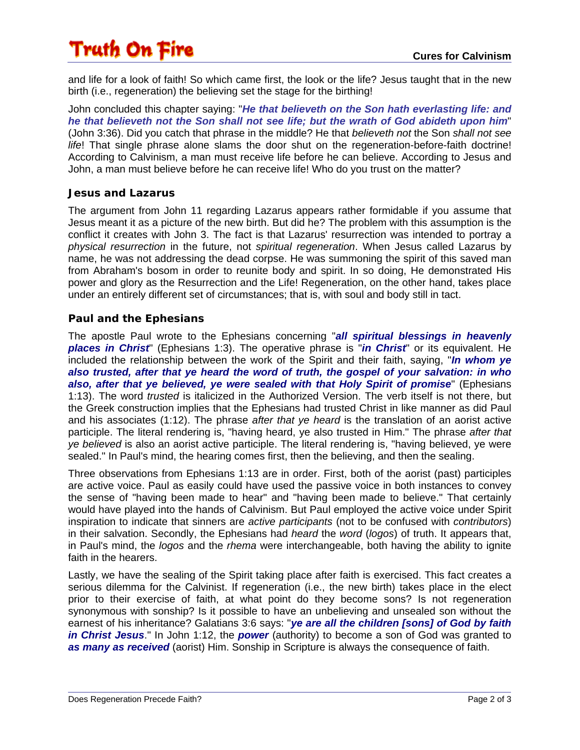and life for a look of faith! So which came first, the look or the life? Jesus taught that in the new birth (i.e., regeneration) the believing set the stage for the birthing!

John concluded this chapter saying: "***He that believeth on the Son hath everlasting life: and he that believeth not the Son shall not see life; but the wrath of God abideth upon him***" (John 3:36). Did you catch that phrase in the middle? He that *believeth not* the Son *shall not see life*! That single phrase alone slams the door shut on the regeneration-before-faith doctrine! According to Calvinism, a man must receive life before he can believe. According to Jesus and John, a man must believe before he can receive life! Who do you trust on the matter?

### Jesus and Lazarus

The argument from John 11 regarding Lazarus appears rather formidable if you assume that Jesus meant it as a picture of the new birth. But did he? The problem with this assumption is the conflict it creates with John 3. The fact is that Lazarus' resurrection was intended to portray a *physical resurrection* in the future, not *spiritual regeneration*. When Jesus called Lazarus by name, he was not addressing the dead corpse. He was summoning the spirit of this saved man from Abraham's bosom in order to reunite body and spirit. In so doing, He demonstrated His power and glory as the Resurrection and the Life! Regeneration, on the other hand, takes place under an entirely different set of circumstances; that is, with soul and body still in tact.

### Paul and the Ephesians

The apostle Paul wrote to the Ephesians concerning "***all spiritual blessings in heavenly places in Christ***" (Ephesians 1:3). The operative phrase is "***in Christ***" or its equivalent. He included the relationship between the work of the Spirit and their faith, saying, "***In whom ye also trusted, after that ye heard the word of truth, the gospel of your salvation: in who also, after that ye believed, ye were sealed with that Holy Spirit of promise***" (Ephesians 1:13). The word *trusted* is italicized in the Authorized Version. The verb itself is not there, but the Greek construction implies that the Ephesians had trusted Christ in like manner as did Paul and his associates (1:12). The phrase *after that ye heard* is the translation of an aorist active participle. The literal rendering is, "having heard, ye also trusted in Him." The phrase *after that ye believed* is also an aorist active participle. The literal rendering is, "having believed, ye were sealed." In Paul's mind, the hearing comes first, then the believing, and then the sealing.

Three observations from Ephesians 1:13 are in order. First, both of the aorist (past) participles are active voice. Paul as easily could have used the passive voice in both instances to convey the sense of "having been made to hear" and "having been made to believe." That certainly would have played into the hands of Calvinism. But Paul employed the active voice under Spirit inspiration to indicate that sinners are *active participants* (not to be confused with *contributors*) in their salvation. Secondly, the Ephesians had *heard* the *word* (*logos*) of truth. It appears that, in Paul's mind, the *logos* and the *rhema* were interchangeable, both having the ability to ignite faith in the hearers.

Lastly, we have the sealing of the Spirit taking place after faith is exercised. This fact creates a serious dilemma for the Calvinist. If regeneration (i.e., the new birth) takes place in the elect prior to their exercise of faith, at what point do they become sons? Is not regeneration synonymous with sonship? Is it possible to have an unbelieving and unsealed son without the earnest of his inheritance? Galatians 3:6 says: "***ye are all the children [sons] of God by faith in Christ Jesus***." In John 1:12, the ***power*** (authority) to become a son of God was granted to ***as many as received*** (aorist) Him. Sonship in Scripture is always the consequence of faith.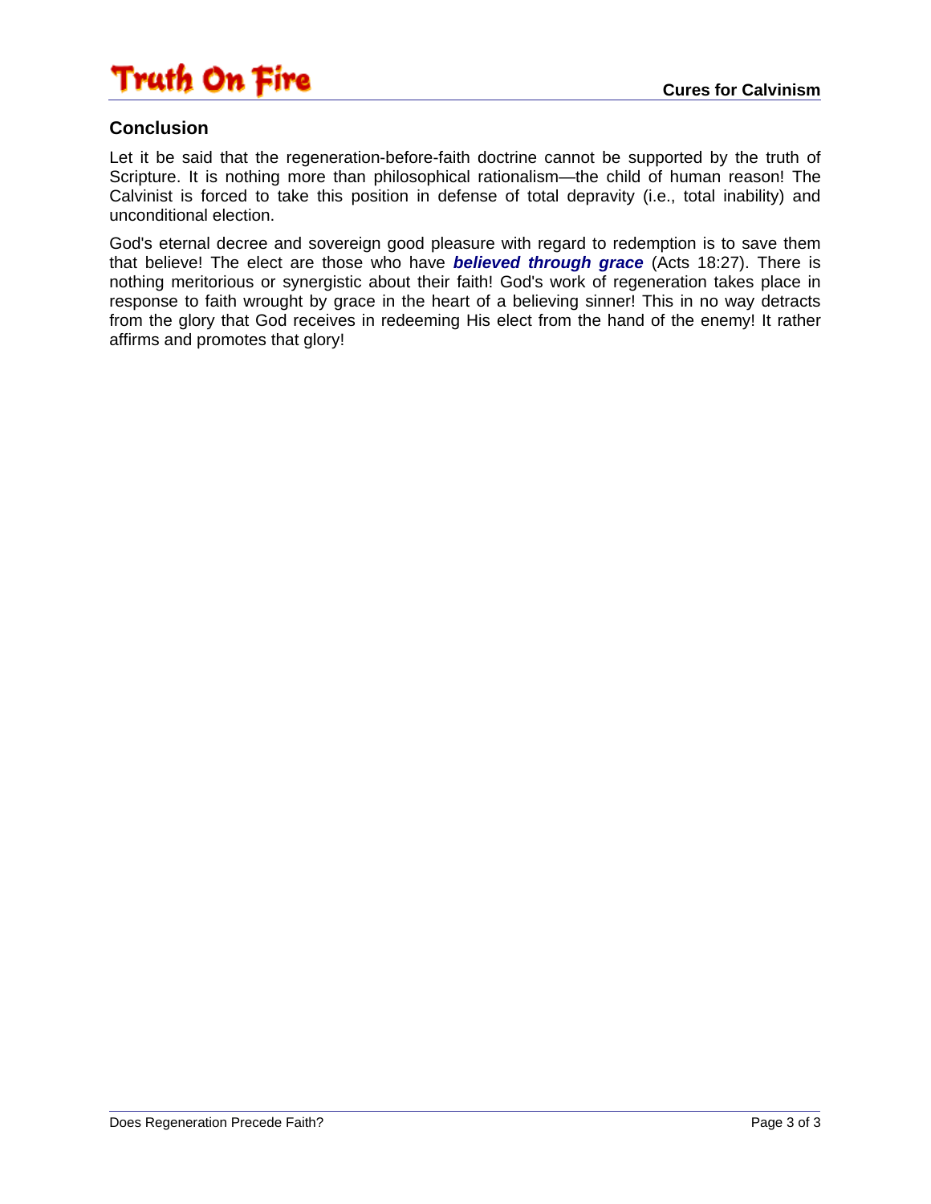## Conclusion

Let it be said that the regeneration-before-faith doctrine cannot be supported by the truth of Scripture. It is nothing more than philosophical rationalism—the child of human reason! The Calvinist is forced to take this position in defense of total depravity (i.e., total inability) and unconditional election.

God's eternal decree and sovereign good pleasure with regard to redemption is to save them that believe! The elect are those who have ***believed through grace*** (Acts 18:27). There is nothing meritorious or synergistic about their faith! God's work of regeneration takes place in response to faith wrought by grace in the heart of a believing sinner! This in no way detracts from the glory that God receives in redeeming His elect from the hand of the enemy! It rather affirms and promotes that glory!